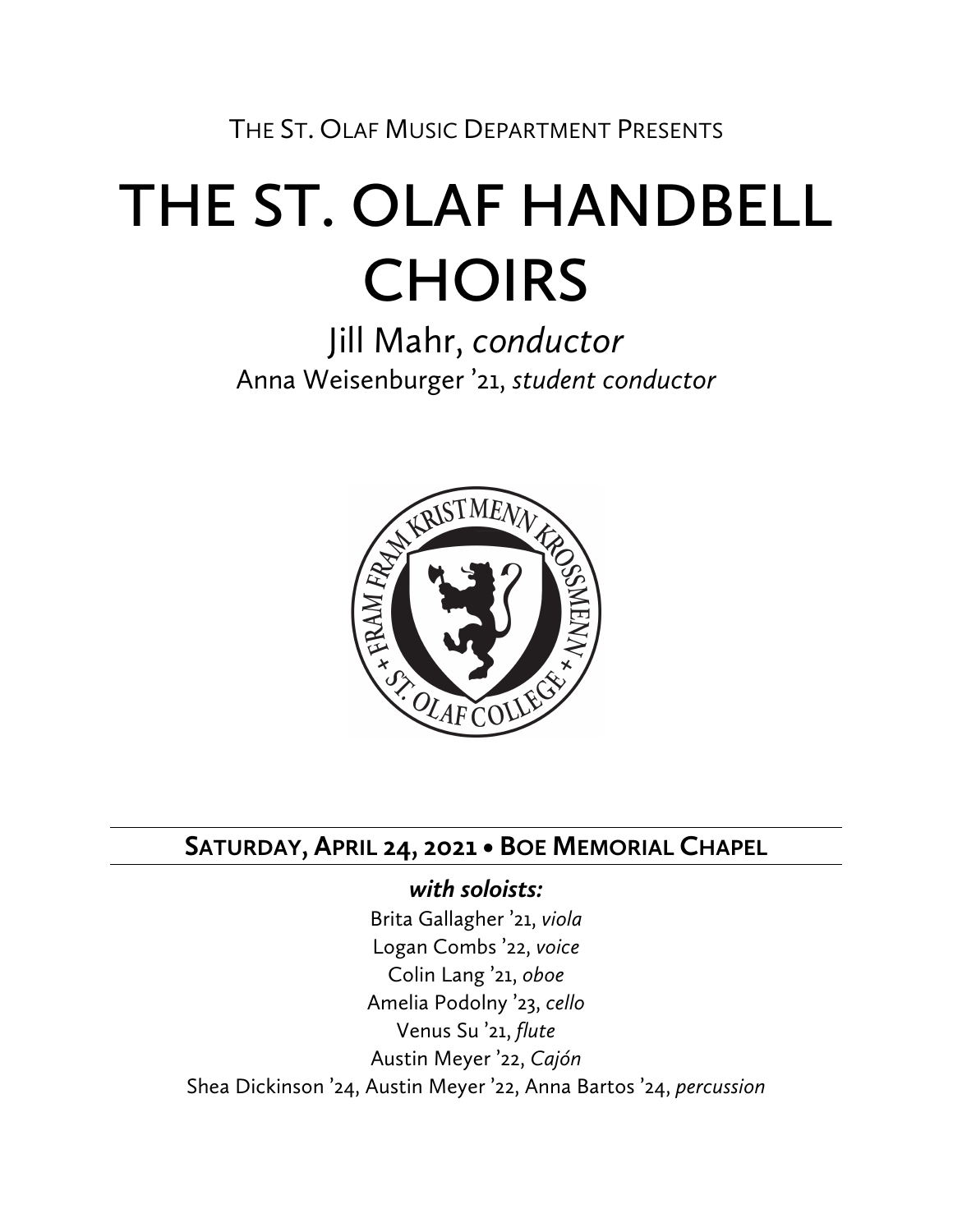The St. Olaf Music Department Presents

# THE ST. OLAF HANDBELL CHOIRS

## Jill Mahr, *conductor*

Anna Weisenburger '21, *student conductor*

**Saturday, April 24, 2021 • Boe Memorial Chapel**

***with soloists:***

Brita Gallagher '21, *viola*
Logan Combs '22, *voice*
Colin Lang '21, *oboe*
Amelia Podolny '23, *cello*
Venus Su '21, *flute*
Austin Meyer '22, *Cajón*
Shea Dickinson '24, Austin Meyer '22, Anna Bartos '24, *percussion*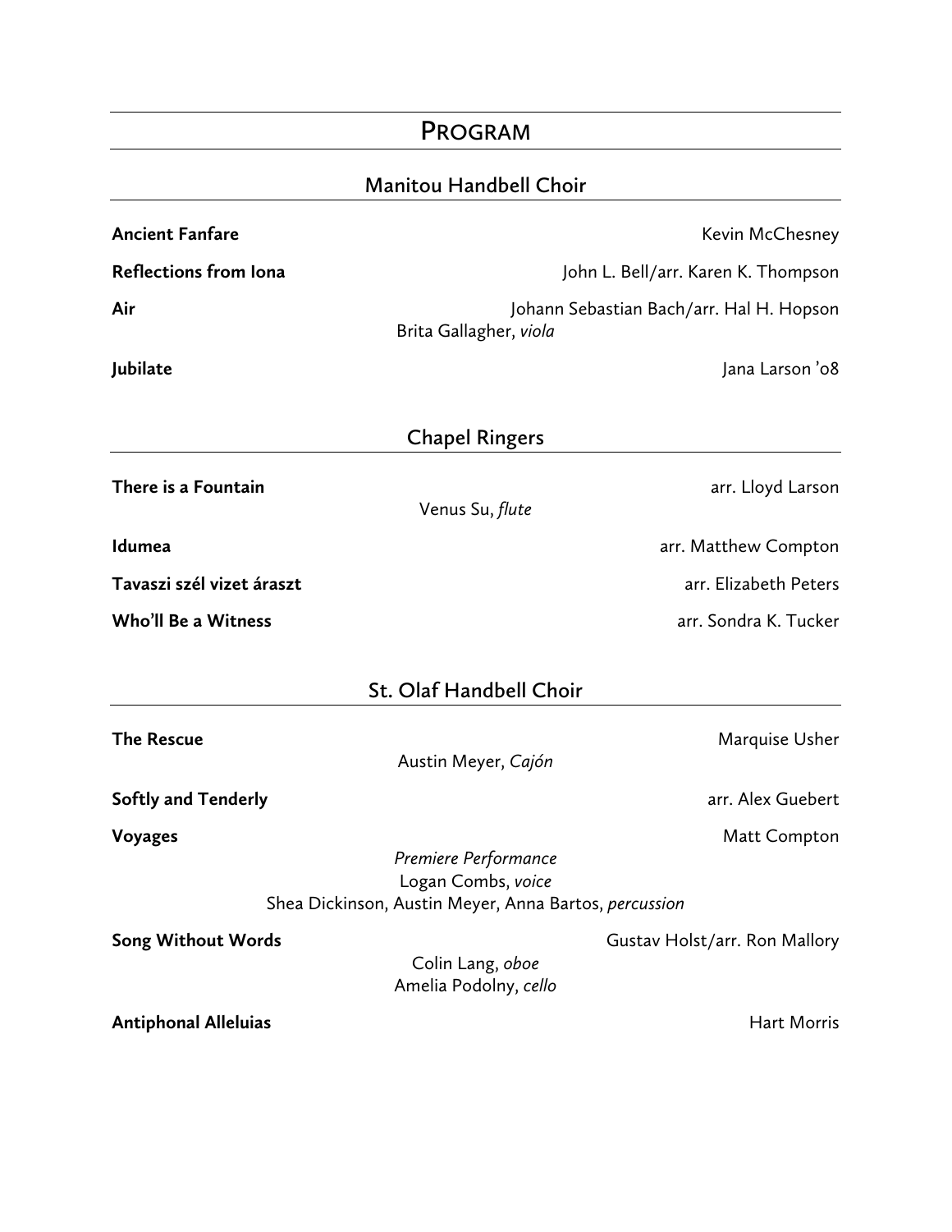# Program

## Manitou Handbell Choir

**Ancient Fanfare** — Kevin McChesney

**Reflections from Iona** — John L. Bell/arr. Karen K. Thompson

**Air** — Johann Sebastian Bach/arr. Hal H. Hopson
Brita Gallagher, *viola*

**Jubilate** — Jana Larson '08

## Chapel Ringers

**There is a Fountain** — arr. Lloyd Larson
Venus Su, *flute*

**Idumea** — arr. Matthew Compton

**Tavaszi szél vizet áraszt** — arr. Elizabeth Peters

**Who'll Be a Witness** — arr. Sondra K. Tucker

## St. Olaf Handbell Choir

**The Rescue** — Marquise Usher
Austin Meyer, *Cajón*

**Softly and Tenderly** — arr. Alex Guebert

**Voyages** — Matt Compton
*Premiere Performance*
Logan Combs, *voice*
Shea Dickinson, Austin Meyer, Anna Bartos, *percussion*

**Song Without Words** — Gustav Holst/arr. Ron Mallory
Colin Lang, *oboe*
Amelia Podolny, *cello*

**Antiphonal Alleluias** — Hart Morris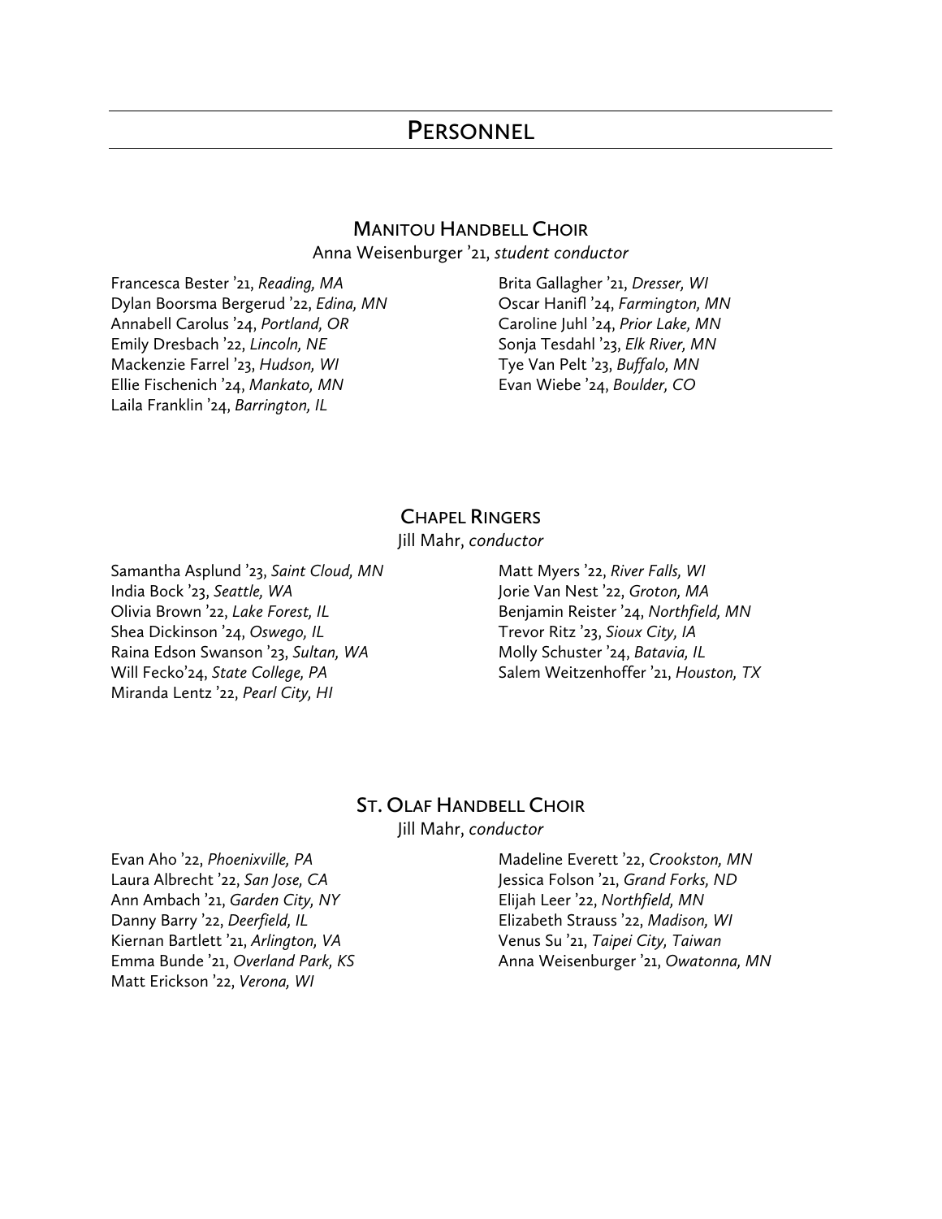# Personnel

## Manitou Handbell Choir

Anna Weisenburger ’21, *student conductor*

Francesca Bester ’21, *Reading, MA*
Dylan Boorsma Bergerud ’22, *Edina, MN*
Annabell Carolus ’24, *Portland, OR*
Emily Dresbach ’22, *Lincoln, NE*
Mackenzie Farrel ’23, *Hudson, WI*
Ellie Fischenich ’24, *Mankato, MN*
Laila Franklin ’24, *Barrington, IL*
Brita Gallagher ’21, *Dresser, WI*
Oscar Hanifl ’24, *Farmington, MN*
Caroline Juhl ’24, *Prior Lake, MN*
Sonja Tesdahl ’23, *Elk River, MN*
Tye Van Pelt ’23, *Buffalo, MN*
Evan Wiebe ’24, *Boulder, CO*

## Chapel Ringers

Jill Mahr, *conductor*

Samantha Asplund ’23, *Saint Cloud, MN*
India Bock ’23, *Seattle, WA*
Olivia Brown ’22, *Lake Forest, IL*
Shea Dickinson ’24, *Oswego, IL*
Raina Edson Swanson ’23, *Sultan, WA*
Will Fecko’24, *State College, PA*
Miranda Lentz ’22, *Pearl City, HI*
Matt Myers ’22, *River Falls, WI*
Jorie Van Nest ’22, *Groton, MA*
Benjamin Reister ’24, *Northfield, MN*
Trevor Ritz ’23, *Sioux City, IA*
Molly Schuster ’24, *Batavia, IL*
Salem Weitzenhoffer ’21, *Houston, TX*

## St. Olaf Handbell Choir

Jill Mahr, *conductor*

Evan Aho ’22, *Phoenixville, PA*
Laura Albrecht ’22, *San Jose, CA*
Ann Ambach ’21, *Garden City, NY*
Danny Barry ’22, *Deerfield, IL*
Kiernan Bartlett ’21, *Arlington, VA*
Emma Bunde ’21, *Overland Park, KS*
Matt Erickson ’22, *Verona, WI*
Madeline Everett ’22, *Crookston, MN*
Jessica Folson ’21, *Grand Forks, ND*
Elijah Leer ’22, *Northfield, MN*
Elizabeth Strauss ’22, *Madison, WI*
Venus Su ’21, *Taipei City, Taiwan*
Anna Weisenburger ’21, *Owatonna, MN*